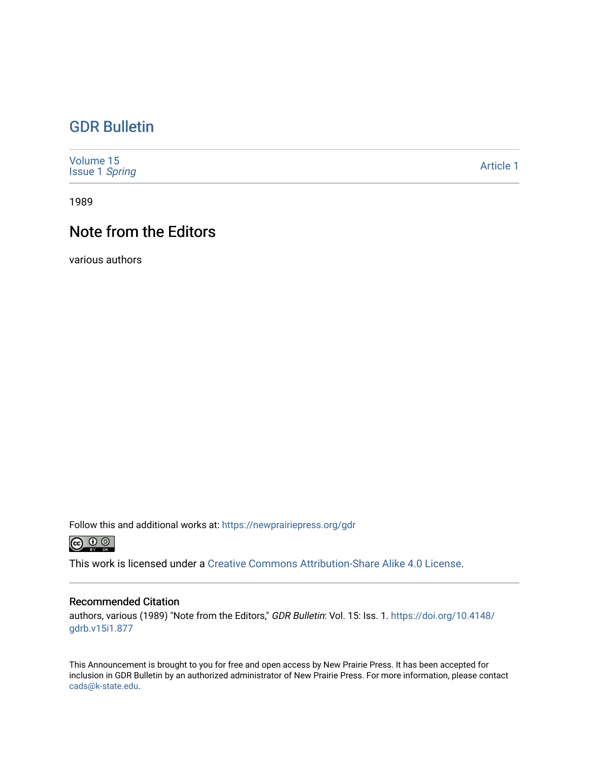# GDR Bulletin

Volume 15
Issue 1 *Spring*

Article 1

1989

## Note from the Editors

various authors

Follow this and additional works at: https://newprairiepress.org/gdr

This work is licensed under a Creative Commons Attribution-Share Alike 4.0 License.

### Recommended Citation

authors, various (1989) "Note from the Editors," *GDR Bulletin*: Vol. 15: Iss. 1. https://doi.org/10.4148/gdrb.v15i1.877

This Announcement is brought to you for free and open access by New Prairie Press. It has been accepted for inclusion in GDR Bulletin by an authorized administrator of New Prairie Press. For more information, please contact cads@k-state.edu.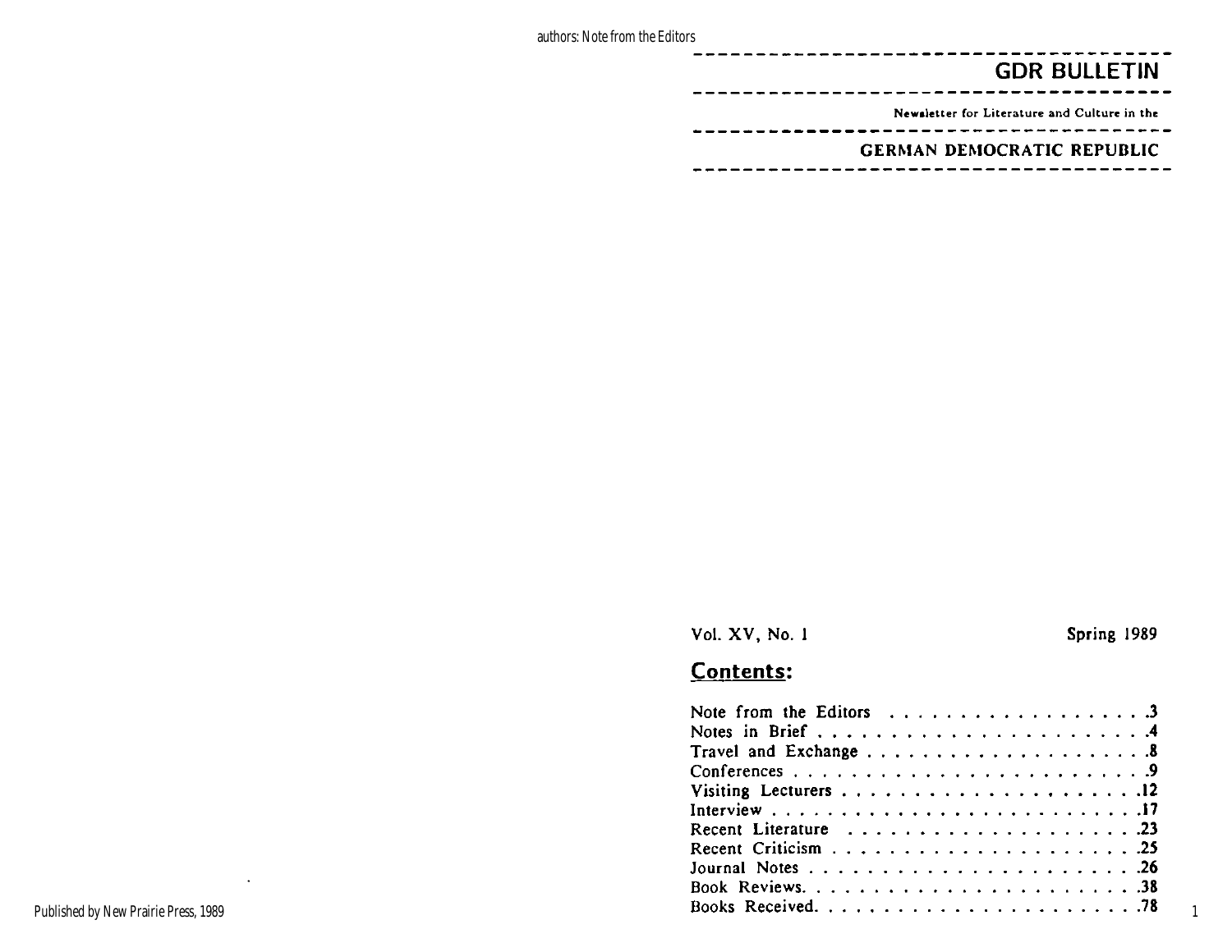# GDR BULLETIN

Newsletter for Literature and Culture in the

## GERMAN DEMOCRATIC REPUBLIC

Vol. XV, No. 1 Spring 1989

## Contents:

| | |
|---|---|
| Note from the Editors | 3 |
| Notes in Brief | 4 |
| Travel and Exchange | 8 |
| Conferences | 9 |
| Visiting Lecturers | 12 |
| Interview | 17 |
| Recent Literature | 23 |
| Recent Criticism | 25 |
| Journal Notes | 26 |
| Book Reviews | 38 |
| Books Received | 78 |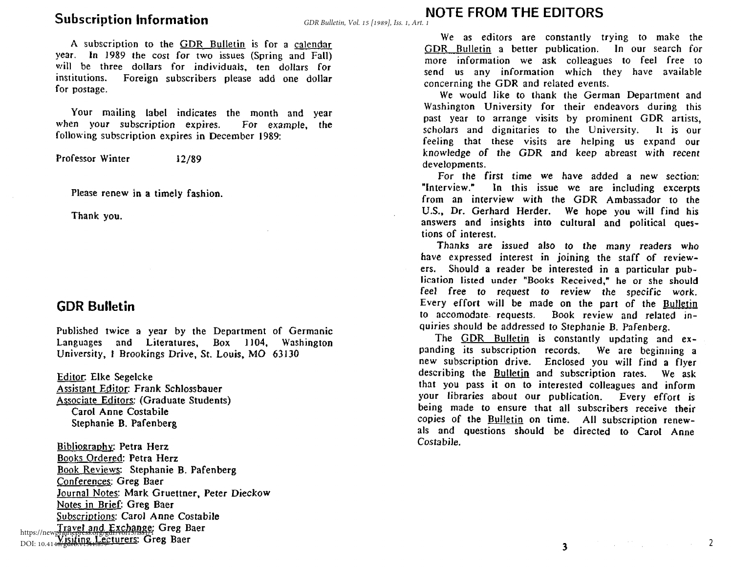## Subscription Information

A subscription to the GDR Bulletin is for a calendar year. In 1989 the cost for two issues (Spring and Fall) will be three dollars for individuals, ten dollars for institutions. Foreign subscribers please add one dollar for postage.

Your mailing label indicates the month and year when your subscription expires. For example, the following subscription expires in December 1989:

Professor Winter 12/89

Please renew in a timely fashion.

Thank you.

## GDR Bulletin

Published twice a year by the Department of Germanic Languages and Literatures, Box 1104, Washington University, 1 Brookings Drive, St. Louis, MO 63130

Editor: Elke Segelcke
Assistant Editor: Frank Schlossbauer
Associate Editors: (Graduate Students)
Carol Anne Costabile
Stephanie B. Pafenberg

Bibliography: Petra Herz
Books Ordered: Petra Herz
Book Reviews: Stephanie B. Pafenberg
Conferences: Greg Baer
Journal Notes: Mark Gruettner, Peter Dieckow
Notes in Brief: Greg Baer
Subscriptions: Carol Anne Costabile
Travel and Exchange: Greg Baer
Visiting Lecturers: Greg Baer

## NOTE FROM THE EDITORS

We as editors are constantly trying to make the GDR Bulletin a better publication. In our search for more information we ask colleagues to feel free to send us any information which they have available concerning the GDR and related events.

We would like to thank the German Department and Washington University for their endeavors during this past year to arrange visits by prominent GDR artists, scholars and dignitaries to the University. It is our feeling that these visits are helping us expand our knowledge of the GDR and keep abreast with recent developments.

For the first time we have added a new section: "Interview." In this issue we are including excerpts from an interview with the GDR Ambassador to the U.S., Dr. Gerhard Herder. We hope you will find his answers and insights into cultural and political questions of interest.

Thanks are issued also to the many readers who have expressed interest in joining the staff of reviewers. Should a reader be interested in a particular publication listed under "Books Received," he or she should feel free to request to review the specific work. Every effort will be made on the part of the Bulletin to accomodate requests. Book review and related inquiries should be addressed to Stephanie B. Pafenberg.

The GDR Bulletin is constantly updating and expanding its subscription records. We are beginning a new subscription drive. Enclosed you will find a flyer describing the Bulletin and subscription rates. We ask that you pass it on to interested colleagues and inform your libraries about our publication. Every effort is being made to ensure that all subscribers receive their copies of the Bulletin on time. All subscription renewals and questions should be directed to Carol Anne Costabile.